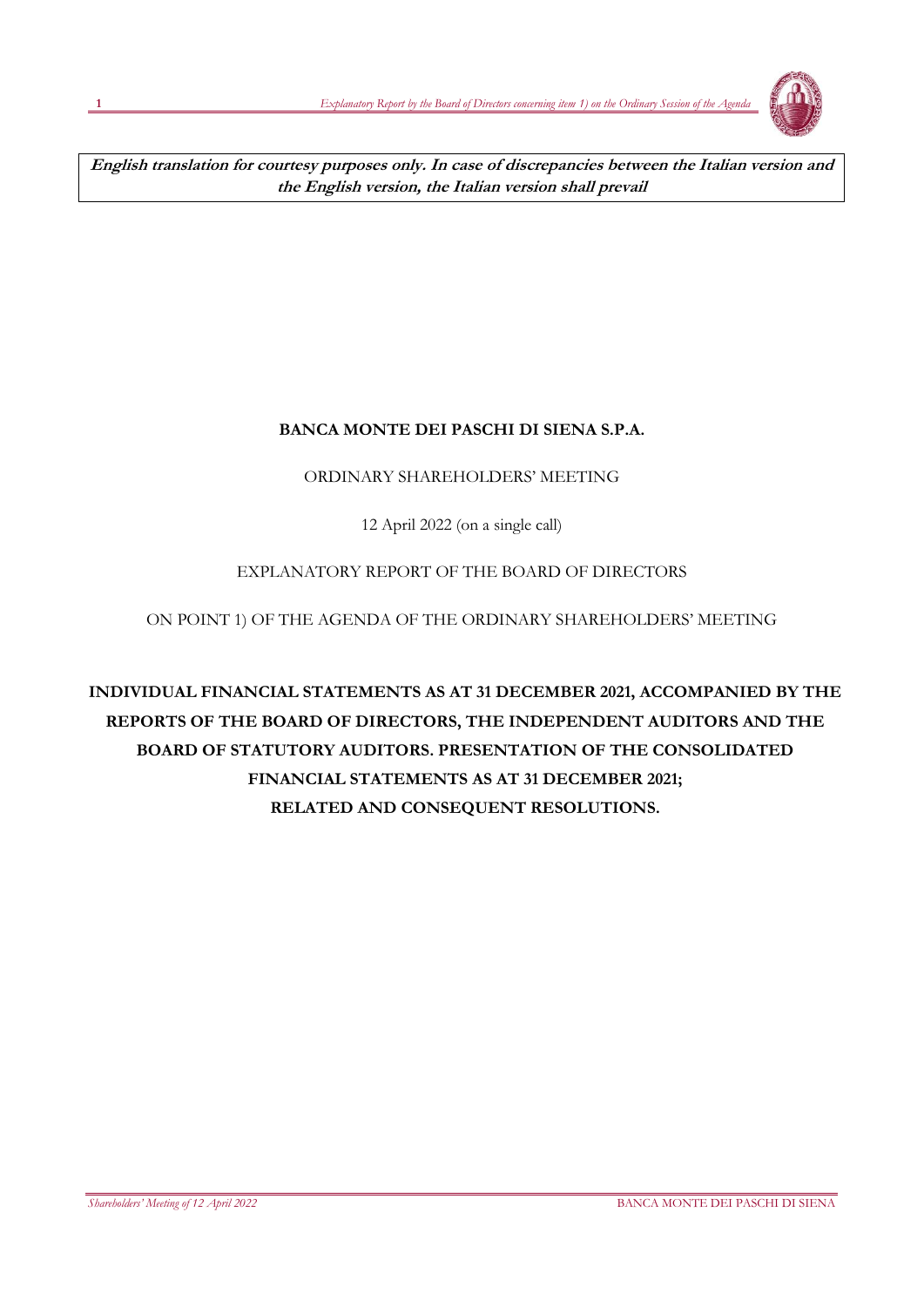**English translation for courtesy purposes only. In case of discrepancies between the Italian version and the English version, the Italian version shall prevail**

**BANCA MONTE DEI PASCHI DI SIENA S.P.A.**

ORDINARY SHAREHOLDERS' MEETING

12 April 2022 (on a single call)

EXPLANATORY REPORT OF THE BOARD OF DIRECTORS

ON POINT 1) OF THE AGENDA OF THE ORDINARY SHAREHOLDERS' MEETING

# INDIVIDUAL FINANCIAL STATEMENTS AS AT 31 DECEMBER 2021, ACCOMPANIED BY THE REPORTS OF THE BOARD OF DIRECTORS, THE INDEPENDENT AUDITORS AND THE BOARD OF STATUTORY AUDITORS. PRESENTATION OF THE CONSOLIDATED FINANCIAL STATEMENTS AS AT 31 DECEMBER 2021; RELATED AND CONSEQUENT RESOLUTIONS.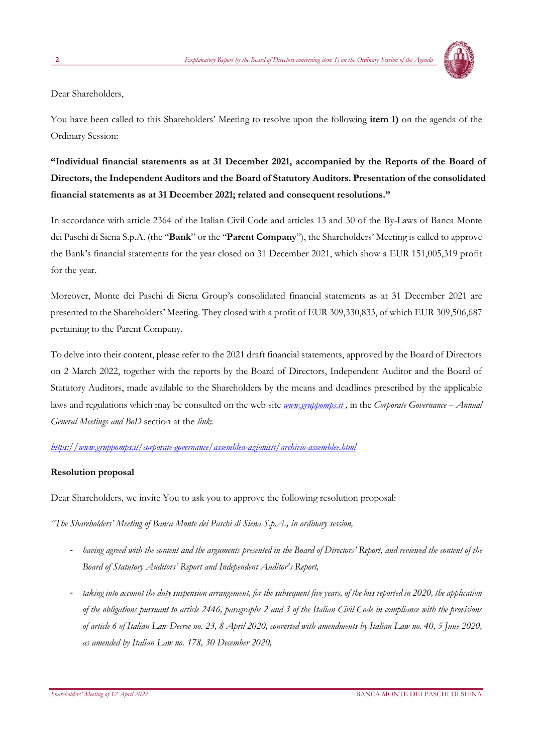Dear Shareholders,

You have been called to this Shareholders' Meeting to resolve upon the following **item 1)** on the agenda of the Ordinary Session:

**"Individual financial statements as at 31 December 2021, accompanied by the Reports of the Board of Directors, the Independent Auditors and the Board of Statutory Auditors. Presentation of the consolidated financial statements as at 31 December 2021; related and consequent resolutions."**

In accordance with article 2364 of the Italian Civil Code and articles 13 and 30 of the By-Laws of Banca Monte dei Paschi di Siena S.p.A. (the "**Bank**" or the "**Parent Company**"), the Shareholders' Meeting is called to approve the Bank's financial statements for the year closed on 31 December 2021, which show a EUR 151,005,319 profit for the year.

Moreover, Monte dei Paschi di Siena Group's consolidated financial statements as at 31 December 2021 are presented to the Shareholders' Meeting. They closed with a profit of EUR 309,330,833, of which EUR 309,506,687 pertaining to the Parent Company.

To delve into their content, please refer to the 2021 draft financial statements, approved by the Board of Directors on 2 March 2022, together with the reports by the Board of Directors, Independent Auditor and the Board of Statutory Auditors, made available to the Shareholders by the means and deadlines prescribed by the applicable laws and regulations which may be consulted on the web site [www.gruppomps.it](http://www.gruppomps.it) , in the *Corporate Governance – Annual General Meetings and BoD* section at the *link*:

[https://www.gruppomps.it/corporate-governance/assemblea-azionisti/archivio-assemblee.html](https://www.gruppomps.it/corporate-governance/assemblea-azionisti/archivio-assemblee.html)

**Resolution proposal**

Dear Shareholders, we invite You to ask you to approve the following resolution proposal:

*"The Shareholders' Meeting of Banca Monte dei Paschi di Siena S.p.A., in ordinary session,*

- *having agreed with the content and the arguments presented in the Board of Directors' Report, and reviewed the content of the Board of Statutory Auditors' Report and Independent Auditor's Report,*
- *taking into account the duty suspension arrangement, for the subsequent five years, of the loss reported in 2020, the application of the obligations pursuant to article 2446, paragraphs 2 and 3 of the Italian Civil Code in compliance with the provisions of article 6 of Italian Law Decree no. 23, 8 April 2020, converted with amendments by Italian Law no. 40, 5 June 2020, as amended by Italian Law no. 178, 30 December 2020,*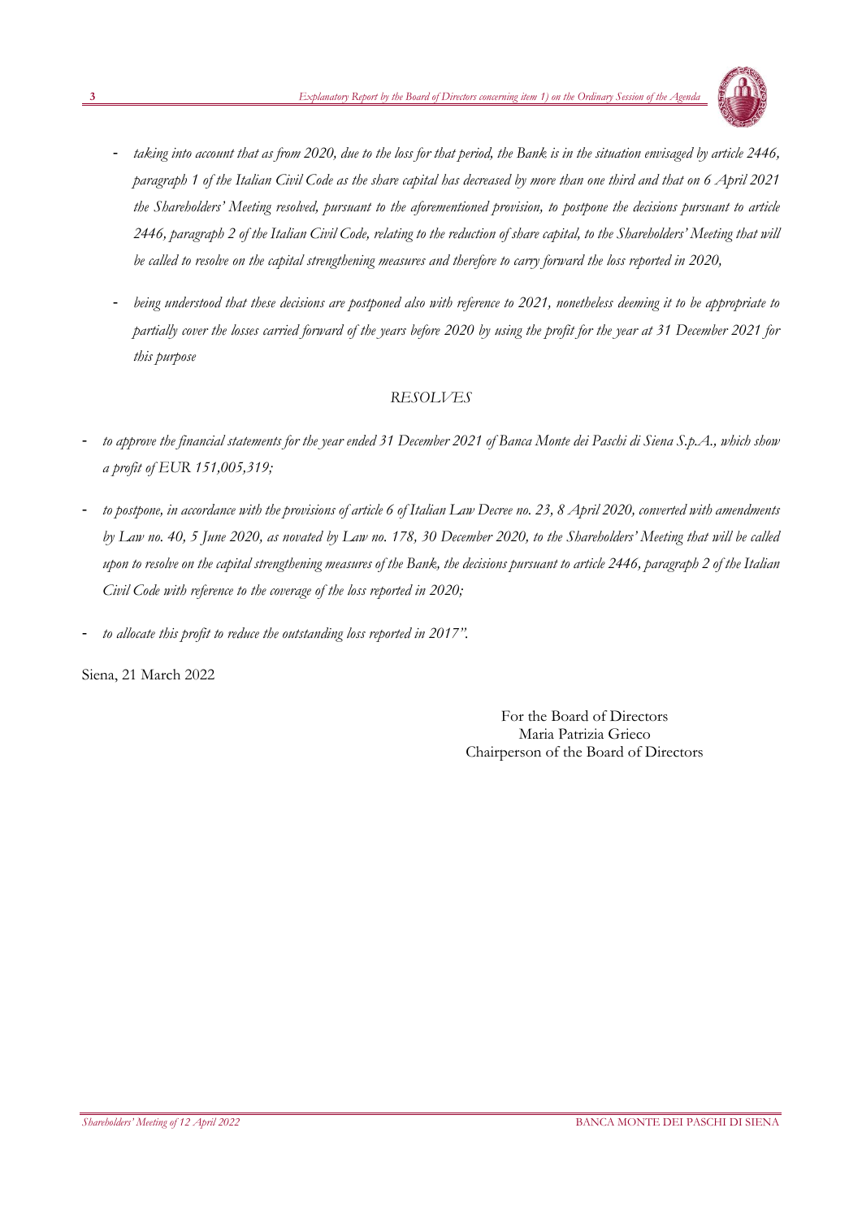- *taking into account that as from 2020, due to the loss for that period, the Bank is in the situation envisaged by article 2446, paragraph 1 of the Italian Civil Code as the share capital has decreased by more than one third and that on 6 April 2021 the Shareholders' Meeting resolved, pursuant to the aforementioned provision, to postpone the decisions pursuant to article 2446, paragraph 2 of the Italian Civil Code, relating to the reduction of share capital, to the Shareholders' Meeting that will be called to resolve on the capital strengthening measures and therefore to carry forward the loss reported in 2020,*

- *being understood that these decisions are postponed also with reference to 2021, nonetheless deeming it to be appropriate to partially cover the losses carried forward of the years before 2020 by using the profit for the year at 31 December 2021 for this purpose*

*RESOLVES*

- *to approve the financial statements for the year ended 31 December 2021 of Banca Monte dei Paschi di Siena S.p.A., which show a profit of EUR 151,005,319;*

- *to postpone, in accordance with the provisions of article 6 of Italian Law Decree no. 23, 8 April 2020, converted with amendments by Law no. 40, 5 June 2020, as novated by Law no. 178, 30 December 2020, to the Shareholders' Meeting that will be called upon to resolve on the capital strengthening measures of the Bank, the decisions pursuant to article 2446, paragraph 2 of the Italian Civil Code with reference to the coverage of the loss reported in 2020;*

- *to allocate this profit to reduce the outstanding loss reported in 2017".*

Siena, 21 March 2022

For the Board of Directors
Maria Patrizia Grieco
Chairperson of the Board of Directors